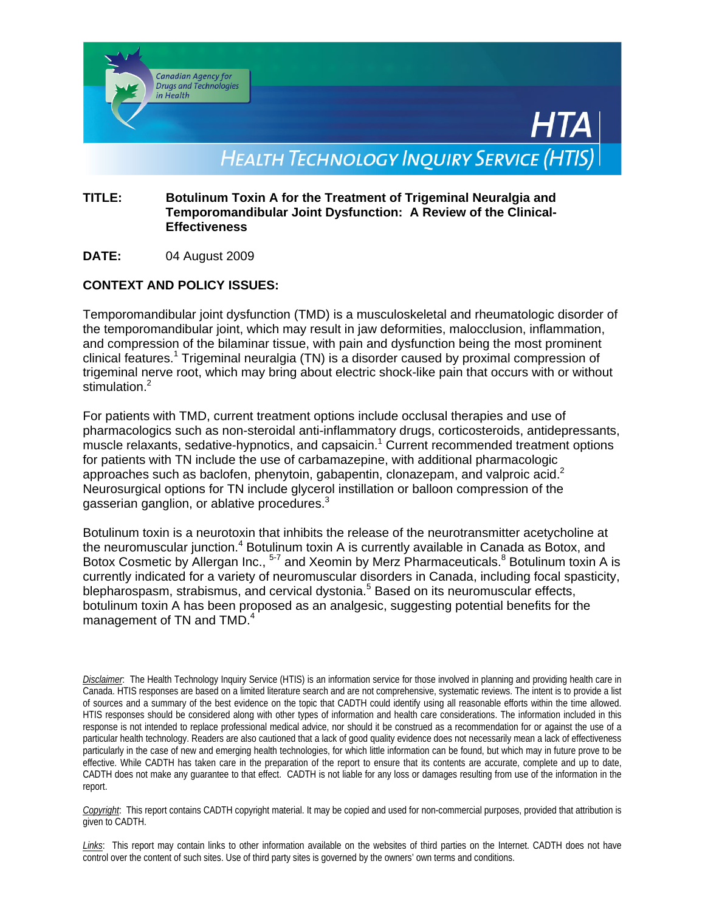Canadian Agency for Drugs and Technologies in Health

HTA

HEALTH TECHNOLOGY INQUIRY SERVICE (HTIS)

**TITLE:** **Botulinum Toxin A for the Treatment of Trigeminal Neuralgia and Temporomandibular Joint Dysfunction: A Review of the Clinical-Effectiveness**

**DATE:** 04 August 2009

## CONTEXT AND POLICY ISSUES:

Temporomandibular joint dysfunction (TMD) is a musculoskeletal and rheumatologic disorder of the temporomandibular joint, which may result in jaw deformities, malocclusion, inflammation, and compression of the bilaminar tissue, with pain and dysfunction being the most prominent clinical features.[1] Trigeminal neuralgia (TN) is a disorder caused by proximal compression of trigeminal nerve root, which may bring about electric shock-like pain that occurs with or without stimulation.[2]

For patients with TMD, current treatment options include occlusal therapies and use of pharmacologics such as non-steroidal anti-inflammatory drugs, corticosteroids, antidepressants, muscle relaxants, sedative-hypnotics, and capsaicin.[1] Current recommended treatment options for patients with TN include the use of carbamazepine, with additional pharmacologic approaches such as baclofen, phenytoin, gabapentin, clonazepam, and valproic acid.[2] Neurosurgical options for TN include glycerol instillation or balloon compression of the gasserian ganglion, or ablative procedures.[3]

Botulinum toxin is a neurotoxin that inhibits the release of the neurotransmitter acetycholine at the neuromuscular junction.[4] Botulinum toxin A is currently available in Canada as Botox, and Botox Cosmetic by Allergan Inc., [5-7] and Xeomin by Merz Pharmaceuticals.[8] Botulinum toxin A is currently indicated for a variety of neuromuscular disorders in Canada, including focal spasticity, blepharospasm, strabismus, and cervical dystonia.[5] Based on its neuromuscular effects, botulinum toxin A has been proposed as an analgesic, suggesting potential benefits for the management of TN and TMD.[4]

*Disclaimer*: The Health Technology Inquiry Service (HTIS) is an information service for those involved in planning and providing health care in Canada. HTIS responses are based on a limited literature search and are not comprehensive, systematic reviews. The intent is to provide a list of sources and a summary of the best evidence on the topic that CADTH could identify using all reasonable efforts within the time allowed. HTIS responses should be considered along with other types of information and health care considerations. The information included in this response is not intended to replace professional medical advice, nor should it be construed as a recommendation for or against the use of a particular health technology. Readers are also cautioned that a lack of good quality evidence does not necessarily mean a lack of effectiveness particularly in the case of new and emerging health technologies, for which little information can be found, but which may in future prove to be effective. While CADTH has taken care in the preparation of the report to ensure that its contents are accurate, complete and up to date, CADTH does not make any guarantee to that effect. CADTH is not liable for any loss or damages resulting from use of the information in the report.

*Copyright*: This report contains CADTH copyright material. It may be copied and used for non-commercial purposes, provided that attribution is given to CADTH.

*Links*: This report may contain links to other information available on the websites of third parties on the Internet. CADTH does not have control over the content of such sites. Use of third party sites is governed by the owners' own terms and conditions.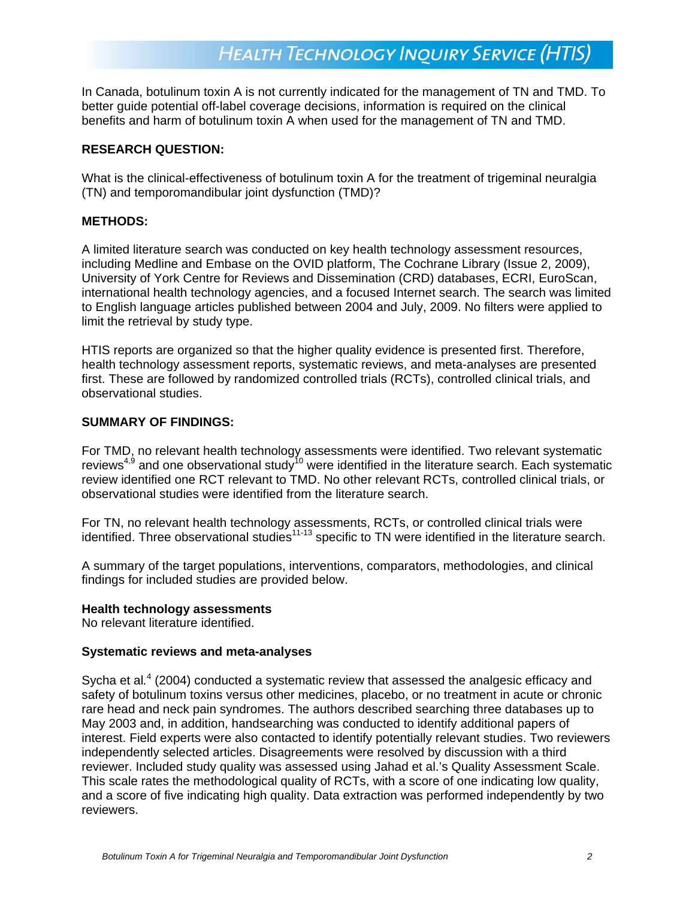In Canada, botulinum toxin A is not currently indicated for the management of TN and TMD. To better guide potential off-label coverage decisions, information is required on the clinical benefits and harm of botulinum toxin A when used for the management of TN and TMD.

## RESEARCH QUESTION:

What is the clinical-effectiveness of botulinum toxin A for the treatment of trigeminal neuralgia (TN) and temporomandibular joint dysfunction (TMD)?

## METHODS:

A limited literature search was conducted on key health technology assessment resources, including Medline and Embase on the OVID platform, The Cochrane Library (Issue 2, 2009), University of York Centre for Reviews and Dissemination (CRD) databases, ECRI, EuroScan, international health technology agencies, and a focused Internet search. The search was limited to English language articles published between 2004 and July, 2009. No filters were applied to limit the retrieval by study type.

HTIS reports are organized so that the higher quality evidence is presented first. Therefore, health technology assessment reports, systematic reviews, and meta-analyses are presented first. These are followed by randomized controlled trials (RCTs), controlled clinical trials, and observational studies.

## SUMMARY OF FINDINGS:

For TMD, no relevant health technology assessments were identified. Two relevant systematic reviews[4,9] and one observational study[10] were identified in the literature search. Each systematic review identified one RCT relevant to TMD. No other relevant RCTs, controlled clinical trials, or observational studies were identified from the literature search.

For TN, no relevant health technology assessments, RCTs, or controlled clinical trials were identified. Three observational studies[11-13] specific to TN were identified in the literature search.

A summary of the target populations, interventions, comparators, methodologies, and clinical findings for included studies are provided below.

### Health technology assessments

No relevant literature identified.

### Systematic reviews and meta-analyses

Sycha et al.[4] (2004) conducted a systematic review that assessed the analgesic efficacy and safety of botulinum toxins versus other medicines, placebo, or no treatment in acute or chronic rare head and neck pain syndromes. The authors described searching three databases up to May 2003 and, in addition, handsearching was conducted to identify additional papers of interest. Field experts were also contacted to identify potentially relevant studies. Two reviewers independently selected articles. Disagreements were resolved by discussion with a third reviewer. Included study quality was assessed using Jahad et al.'s Quality Assessment Scale. This scale rates the methodological quality of RCTs, with a score of one indicating low quality, and a score of five indicating high quality. Data extraction was performed independently by two reviewers.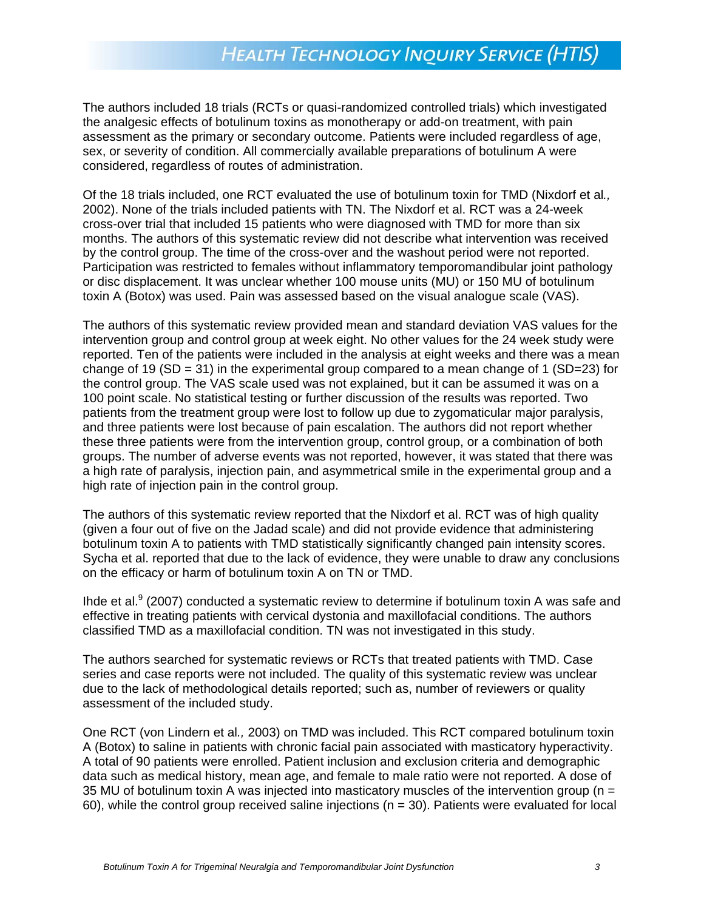The authors included 18 trials (RCTs or quasi-randomized controlled trials) which investigated the analgesic effects of botulinum toxins as monotherapy or add-on treatment, with pain assessment as the primary or secondary outcome. Patients were included regardless of age, sex, or severity of condition. All commercially available preparations of botulinum A were considered, regardless of routes of administration.

Of the 18 trials included, one RCT evaluated the use of botulinum toxin for TMD (Nixdorf et al*.,* 2002). None of the trials included patients with TN. The Nixdorf et al. RCT was a 24-week cross-over trial that included 15 patients who were diagnosed with TMD for more than six months. The authors of this systematic review did not describe what intervention was received by the control group. The time of the cross-over and the washout period were not reported. Participation was restricted to females without inflammatory temporomandibular joint pathology or disc displacement. It was unclear whether 100 mouse units (MU) or 150 MU of botulinum toxin A (Botox) was used. Pain was assessed based on the visual analogue scale (VAS).

The authors of this systematic review provided mean and standard deviation VAS values for the intervention group and control group at week eight. No other values for the 24 week study were reported. Ten of the patients were included in the analysis at eight weeks and there was a mean change of 19 (SD = 31) in the experimental group compared to a mean change of 1 (SD=23) for the control group. The VAS scale used was not explained, but it can be assumed it was on a 100 point scale. No statistical testing or further discussion of the results was reported. Two patients from the treatment group were lost to follow up due to zygomaticular major paralysis, and three patients were lost because of pain escalation. The authors did not report whether these three patients were from the intervention group, control group, or a combination of both groups. The number of adverse events was not reported, however, it was stated that there was a high rate of paralysis, injection pain, and asymmetrical smile in the experimental group and a high rate of injection pain in the control group.

The authors of this systematic review reported that the Nixdorf et al. RCT was of high quality (given a four out of five on the Jadad scale) and did not provide evidence that administering botulinum toxin A to patients with TMD statistically significantly changed pain intensity scores. Sycha et al. reported that due to the lack of evidence, they were unable to draw any conclusions on the efficacy or harm of botulinum toxin A on TN or TMD.

Ihde et al.[9] (2007) conducted a systematic review to determine if botulinum toxin A was safe and effective in treating patients with cervical dystonia and maxillofacial conditions. The authors classified TMD as a maxillofacial condition. TN was not investigated in this study.

The authors searched for systematic reviews or RCTs that treated patients with TMD. Case series and case reports were not included. The quality of this systematic review was unclear due to the lack of methodological details reported; such as, number of reviewers or quality assessment of the included study.

One RCT (von Lindern et al*.,* 2003) on TMD was included. This RCT compared botulinum toxin A (Botox) to saline in patients with chronic facial pain associated with masticatory hyperactivity. A total of 90 patients were enrolled. Patient inclusion and exclusion criteria and demographic data such as medical history, mean age, and female to male ratio were not reported. A dose of 35 MU of botulinum toxin A was injected into masticatory muscles of the intervention group (n = 60), while the control group received saline injections (n = 30). Patients were evaluated for local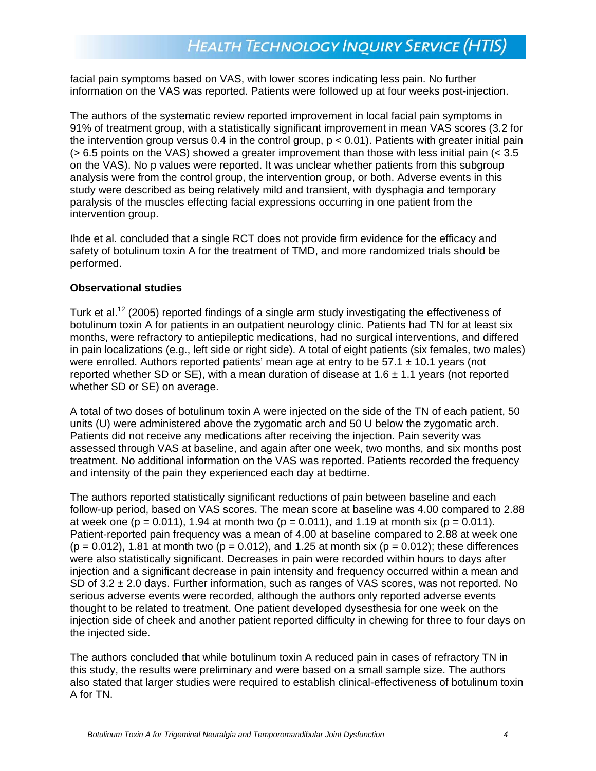facial pain symptoms based on VAS, with lower scores indicating less pain. No further information on the VAS was reported. Patients were followed up at four weeks post-injection.

The authors of the systematic review reported improvement in local facial pain symptoms in 91% of treatment group, with a statistically significant improvement in mean VAS scores (3.2 for the intervention group versus 0.4 in the control group, $p < 0.01$). Patients with greater initial pain (> 6.5 points on the VAS) showed a greater improvement than those with less initial pain (< 3.5 on the VAS). No p values were reported. It was unclear whether patients from this subgroup analysis were from the control group, the intervention group, or both. Adverse events in this study were described as being relatively mild and transient, with dysphagia and temporary paralysis of the muscles effecting facial expressions occurring in one patient from the intervention group.

Ihde et al*.* concluded that a single RCT does not provide firm evidence for the efficacy and safety of botulinum toxin A for the treatment of TMD, and more randomized trials should be performed.

**Observational studies**

Turk et al.[12] (2005) reported findings of a single arm study investigating the effectiveness of botulinum toxin A for patients in an outpatient neurology clinic. Patients had TN for at least six months, were refractory to antiepileptic medications, had no surgical interventions, and differed in pain localizations (e.g., left side or right side). A total of eight patients (six females, two males) were enrolled. Authors reported patients' mean age at entry to be 57.1 ± 10.1 years (not reported whether SD or SE), with a mean duration of disease at 1.6 ± 1.1 years (not reported whether SD or SE) on average.

A total of two doses of botulinum toxin A were injected on the side of the TN of each patient, 50 units (U) were administered above the zygomatic arch and 50 U below the zygomatic arch. Patients did not receive any medications after receiving the injection. Pain severity was assessed through VAS at baseline, and again after one week, two months, and six months post treatment. No additional information on the VAS was reported. Patients recorded the frequency and intensity of the pain they experienced each day at bedtime.

The authors reported statistically significant reductions of pain between baseline and each follow-up period, based on VAS scores. The mean score at baseline was 4.00 compared to 2.88 at week one ($p = 0.011$), 1.94 at month two ($p = 0.011$), and 1.19 at month six ($p = 0.011$). Patient-reported pain frequency was a mean of 4.00 at baseline compared to 2.88 at week one ($p = 0.012$), 1.81 at month two ($p = 0.012$), and 1.25 at month six ($p = 0.012$); these differences were also statistically significant. Decreases in pain were recorded within hours to days after injection and a significant decrease in pain intensity and frequency occurred within a mean and SD of 3.2 ± 2.0 days. Further information, such as ranges of VAS scores, was not reported. No serious adverse events were recorded, although the authors only reported adverse events thought to be related to treatment. One patient developed dysesthesia for one week on the injection side of cheek and another patient reported difficulty in chewing for three to four days on the injected side.

The authors concluded that while botulinum toxin A reduced pain in cases of refractory TN in this study, the results were preliminary and were based on a small sample size. The authors also stated that larger studies were required to establish clinical-effectiveness of botulinum toxin A for TN.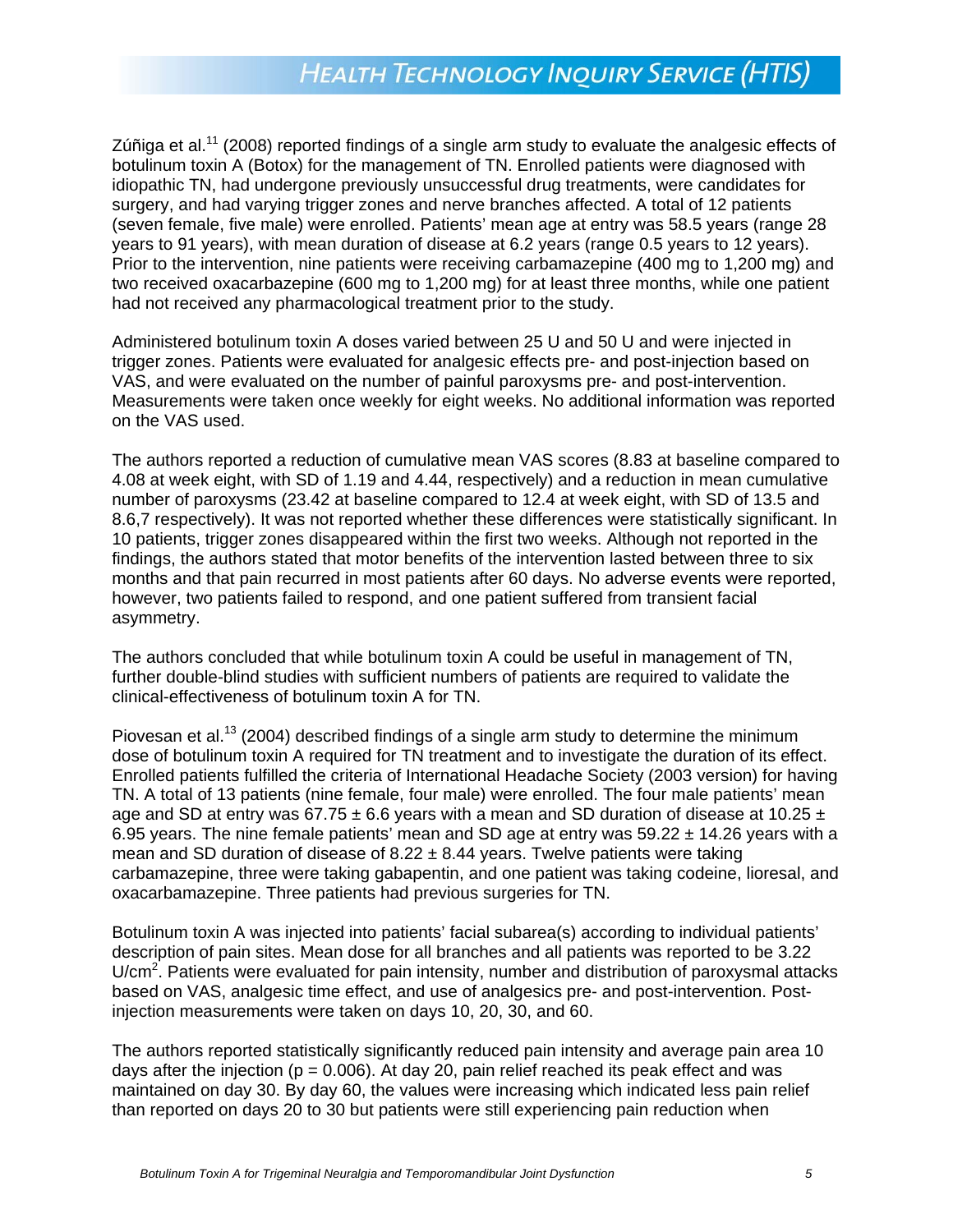Zúñiga et al.[11] (2008) reported findings of a single arm study to evaluate the analgesic effects of botulinum toxin A (Botox) for the management of TN. Enrolled patients were diagnosed with idiopathic TN, had undergone previously unsuccessful drug treatments, were candidates for surgery, and had varying trigger zones and nerve branches affected. A total of 12 patients (seven female, five male) were enrolled. Patients' mean age at entry was 58.5 years (range 28 years to 91 years), with mean duration of disease at 6.2 years (range 0.5 years to 12 years). Prior to the intervention, nine patients were receiving carbamazepine (400 mg to 1,200 mg) and two received oxacarbazepine (600 mg to 1,200 mg) for at least three months, while one patient had not received any pharmacological treatment prior to the study.

Administered botulinum toxin A doses varied between 25 U and 50 U and were injected in trigger zones. Patients were evaluated for analgesic effects pre- and post-injection based on VAS, and were evaluated on the number of painful paroxysms pre- and post-intervention. Measurements were taken once weekly for eight weeks. No additional information was reported on the VAS used.

The authors reported a reduction of cumulative mean VAS scores (8.83 at baseline compared to 4.08 at week eight, with SD of 1.19 and 4.44, respectively) and a reduction in mean cumulative number of paroxysms (23.42 at baseline compared to 12.4 at week eight, with SD of 13.5 and 8.6,7 respectively). It was not reported whether these differences were statistically significant. In 10 patients, trigger zones disappeared within the first two weeks. Although not reported in the findings, the authors stated that motor benefits of the intervention lasted between three to six months and that pain recurred in most patients after 60 days. No adverse events were reported, however, two patients failed to respond, and one patient suffered from transient facial asymmetry.

The authors concluded that while botulinum toxin A could be useful in management of TN, further double-blind studies with sufficient numbers of patients are required to validate the clinical-effectiveness of botulinum toxin A for TN.

Piovesan et al.[13] (2004) described findings of a single arm study to determine the minimum dose of botulinum toxin A required for TN treatment and to investigate the duration of its effect. Enrolled patients fulfilled the criteria of International Headache Society (2003 version) for having TN. A total of 13 patients (nine female, four male) were enrolled. The four male patients' mean age and SD at entry was 67.75 ± 6.6 years with a mean and SD duration of disease at 10.25 ± 6.95 years. The nine female patients' mean and SD age at entry was 59.22 ± 14.26 years with a mean and SD duration of disease of 8.22 ± 8.44 years. Twelve patients were taking carbamazepine, three were taking gabapentin, and one patient was taking codeine, lioresal, and oxacarbamazepine. Three patients had previous surgeries for TN.

Botulinum toxin A was injected into patients' facial subarea(s) according to individual patients' description of pain sites. Mean dose for all branches and all patients was reported to be 3.22 U/cm$^2$. Patients were evaluated for pain intensity, number and distribution of paroxysmal attacks based on VAS, analgesic time effect, and use of analgesics pre- and post-intervention. Post-injection measurements were taken on days 10, 20, 30, and 60.

The authors reported statistically significantly reduced pain intensity and average pain area 10 days after the injection ($p = 0.006$). At day 20, pain relief reached its peak effect and was maintained on day 30. By day 60, the values were increasing which indicated less pain relief than reported on days 20 to 30 but patients were still experiencing pain reduction when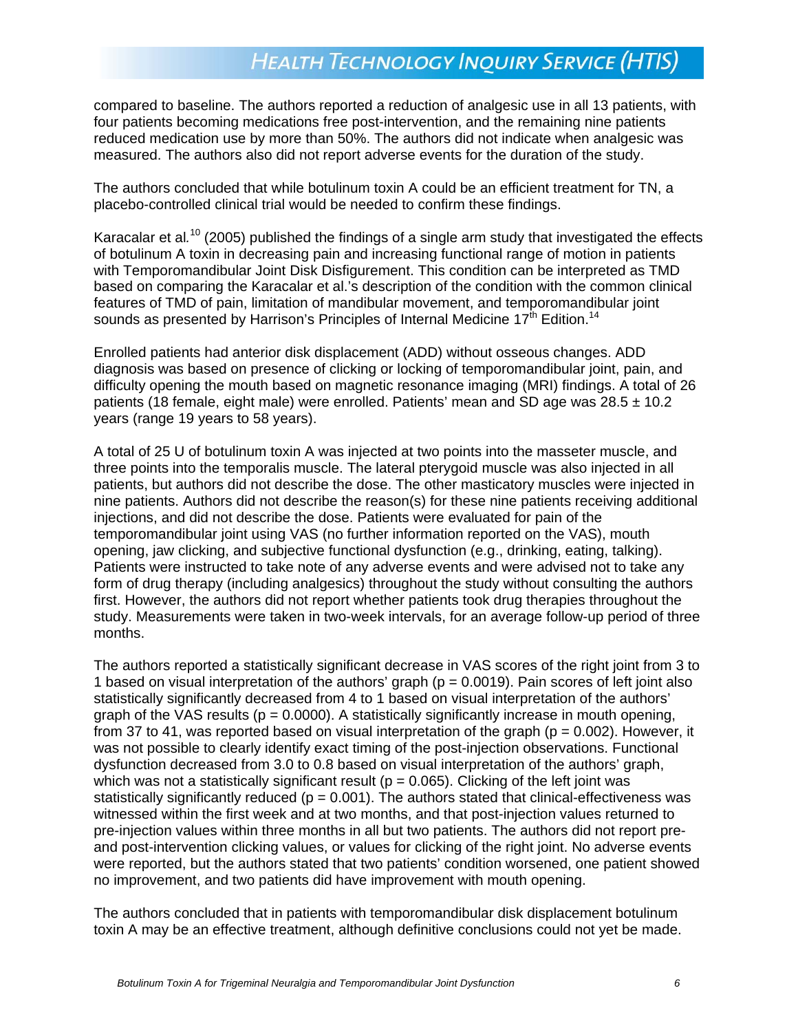compared to baseline. The authors reported a reduction of analgesic use in all 13 patients, with four patients becoming medications free post-intervention, and the remaining nine patients reduced medication use by more than 50%. The authors did not indicate when analgesic was measured. The authors also did not report adverse events for the duration of the study.

The authors concluded that while botulinum toxin A could be an efficient treatment for TN, a placebo-controlled clinical trial would be needed to confirm these findings.

Karacalar et al.[10] (2005) published the findings of a single arm study that investigated the effects of botulinum A toxin in decreasing pain and increasing functional range of motion in patients with Temporomandibular Joint Disk Disfigurement. This condition can be interpreted as TMD based on comparing the Karacalar et al.'s description of the condition with the common clinical features of TMD of pain, limitation of mandibular movement, and temporomandibular joint sounds as presented by Harrison's Principles of Internal Medicine 17th Edition.[14]

Enrolled patients had anterior disk displacement (ADD) without osseous changes. ADD diagnosis was based on presence of clicking or locking of temporomandibular joint, pain, and difficulty opening the mouth based on magnetic resonance imaging (MRI) findings. A total of 26 patients (18 female, eight male) were enrolled. Patients' mean and SD age was 28.5 ± 10.2 years (range 19 years to 58 years).

A total of 25 U of botulinum toxin A was injected at two points into the masseter muscle, and three points into the temporalis muscle. The lateral pterygoid muscle was also injected in all patients, but authors did not describe the dose. The other masticatory muscles were injected in nine patients. Authors did not describe the reason(s) for these nine patients receiving additional injections, and did not describe the dose. Patients were evaluated for pain of the temporomandibular joint using VAS (no further information reported on the VAS), mouth opening, jaw clicking, and subjective functional dysfunction (e.g., drinking, eating, talking). Patients were instructed to take note of any adverse events and were advised not to take any form of drug therapy (including analgesics) throughout the study without consulting the authors first. However, the authors did not report whether patients took drug therapies throughout the study. Measurements were taken in two-week intervals, for an average follow-up period of three months.

The authors reported a statistically significant decrease in VAS scores of the right joint from 3 to 1 based on visual interpretation of the authors' graph ($p = 0.0019$). Pain scores of left joint also statistically significantly decreased from 4 to 1 based on visual interpretation of the authors' graph of the VAS results ($p = 0.0000$). A statistically significantly increase in mouth opening, from 37 to 41, was reported based on visual interpretation of the graph ($p = 0.002$). However, it was not possible to clearly identify exact timing of the post-injection observations. Functional dysfunction decreased from 3.0 to 0.8 based on visual interpretation of the authors' graph, which was not a statistically significant result ($p = 0.065$). Clicking of the left joint was statistically significantly reduced ($p = 0.001$). The authors stated that clinical-effectiveness was witnessed within the first week and at two months, and that post-injection values returned to pre-injection values within three months in all but two patients. The authors did not report pre- and post-intervention clicking values, or values for clicking of the right joint. No adverse events were reported, but the authors stated that two patients' condition worsened, one patient showed no improvement, and two patients did have improvement with mouth opening.

The authors concluded that in patients with temporomandibular disk displacement botulinum toxin A may be an effective treatment, although definitive conclusions could not yet be made.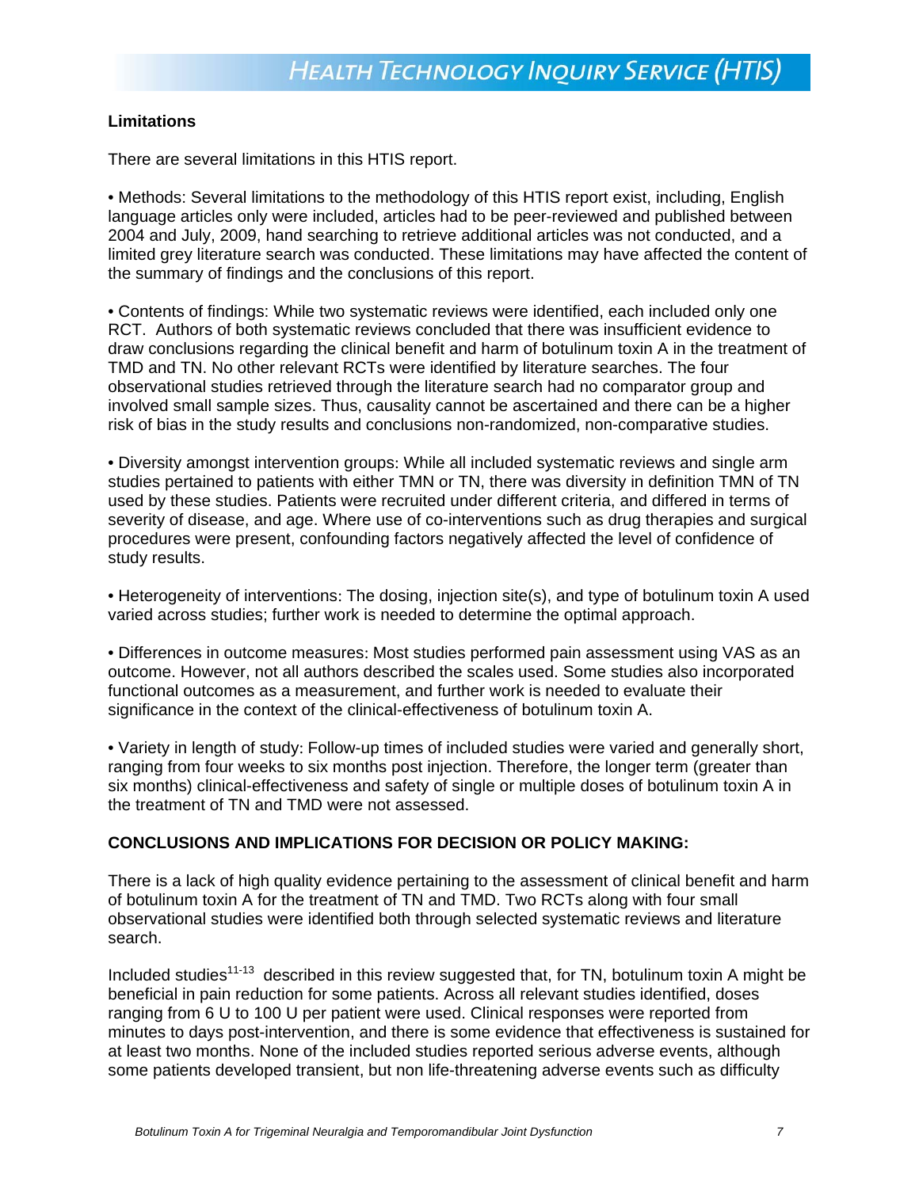## Limitations

There are several limitations in this HTIS report.

• Methods: Several limitations to the methodology of this HTIS report exist, including, English language articles only were included, articles had to be peer-reviewed and published between 2004 and July, 2009, hand searching to retrieve additional articles was not conducted, and a limited grey literature search was conducted. These limitations may have affected the content of the summary of findings and the conclusions of this report.

• Contents of findings: While two systematic reviews were identified, each included only one RCT. Authors of both systematic reviews concluded that there was insufficient evidence to draw conclusions regarding the clinical benefit and harm of botulinum toxin A in the treatment of TMD and TN. No other relevant RCTs were identified by literature searches. The four observational studies retrieved through the literature search had no comparator group and involved small sample sizes. Thus, causality cannot be ascertained and there can be a higher risk of bias in the study results and conclusions non-randomized, non-comparative studies.

• Diversity amongst intervention groups: While all included systematic reviews and single arm studies pertained to patients with either TMN or TN, there was diversity in definition TMN of TN used by these studies. Patients were recruited under different criteria, and differed in terms of severity of disease, and age. Where use of co-interventions such as drug therapies and surgical procedures were present, confounding factors negatively affected the level of confidence of study results.

• Heterogeneity of interventions: The dosing, injection site(s), and type of botulinum toxin A used varied across studies; further work is needed to determine the optimal approach.

• Differences in outcome measures: Most studies performed pain assessment using VAS as an outcome. However, not all authors described the scales used. Some studies also incorporated functional outcomes as a measurement, and further work is needed to evaluate their significance in the context of the clinical-effectiveness of botulinum toxin A.

• Variety in length of study: Follow-up times of included studies were varied and generally short, ranging from four weeks to six months post injection. Therefore, the longer term (greater than six months) clinical-effectiveness and safety of single or multiple doses of botulinum toxin A in the treatment of TN and TMD were not assessed.

## CONCLUSIONS AND IMPLICATIONS FOR DECISION OR POLICY MAKING:

There is a lack of high quality evidence pertaining to the assessment of clinical benefit and harm of botulinum toxin A for the treatment of TN and TMD. Two RCTs along with four small observational studies were identified both through selected systematic reviews and literature search.

Included studies[11-13] described in this review suggested that, for TN, botulinum toxin A might be beneficial in pain reduction for some patients. Across all relevant studies identified, doses ranging from 6 U to 100 U per patient were used. Clinical responses were reported from minutes to days post-intervention, and there is some evidence that effectiveness is sustained for at least two months. None of the included studies reported serious adverse events, although some patients developed transient, but non life-threatening adverse events such as difficulty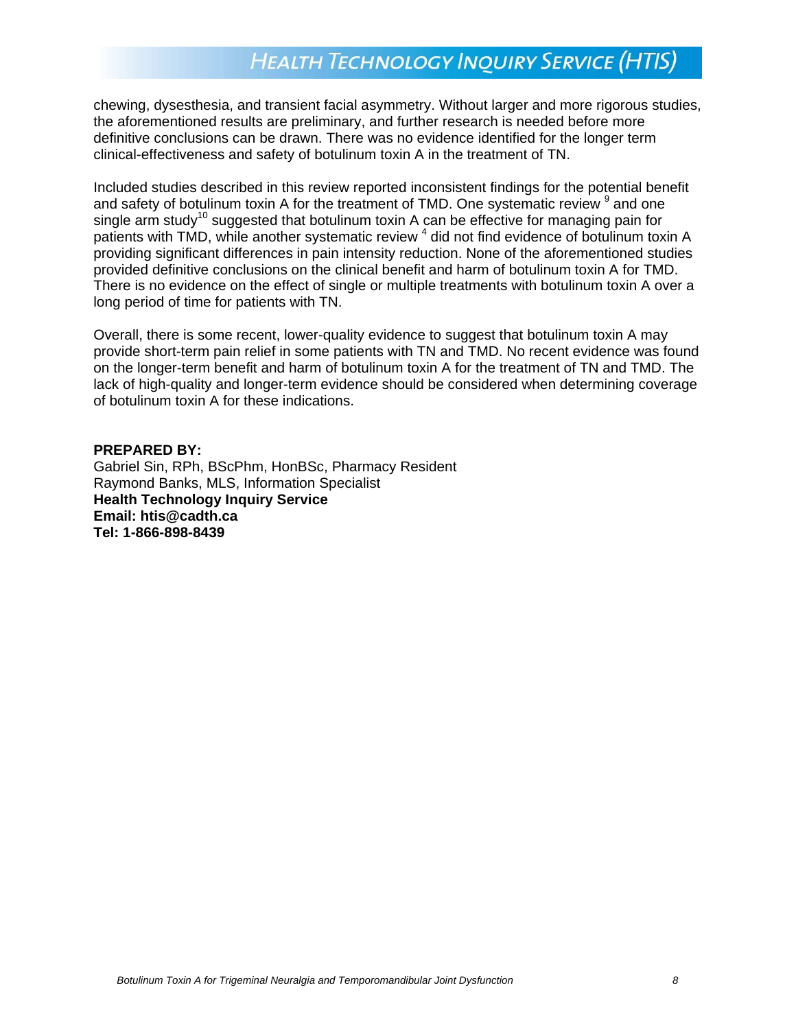chewing, dysesthesia, and transient facial asymmetry. Without larger and more rigorous studies, the aforementioned results are preliminary, and further research is needed before more definitive conclusions can be drawn. There was no evidence identified for the longer term clinical-effectiveness and safety of botulinum toxin A in the treatment of TN.

Included studies described in this review reported inconsistent findings for the potential benefit and safety of botulinum toxin A for the treatment of TMD. One systematic review [9] and one single arm study[10] suggested that botulinum toxin A can be effective for managing pain for patients with TMD, while another systematic review [4] did not find evidence of botulinum toxin A providing significant differences in pain intensity reduction. None of the aforementioned studies provided definitive conclusions on the clinical benefit and harm of botulinum toxin A for TMD. There is no evidence on the effect of single or multiple treatments with botulinum toxin A over a long period of time for patients with TN.

Overall, there is some recent, lower-quality evidence to suggest that botulinum toxin A may provide short-term pain relief in some patients with TN and TMD. No recent evidence was found on the longer-term benefit and harm of botulinum toxin A for the treatment of TN and TMD. The lack of high-quality and longer-term evidence should be considered when determining coverage of botulinum toxin A for these indications.

**PREPARED BY:**
Gabriel Sin, RPh, BScPhm, HonBSc, Pharmacy Resident
Raymond Banks, MLS, Information Specialist
**Health Technology Inquiry Service**
**Email: htis@cadth.ca**
**Tel: 1-866-898-8439**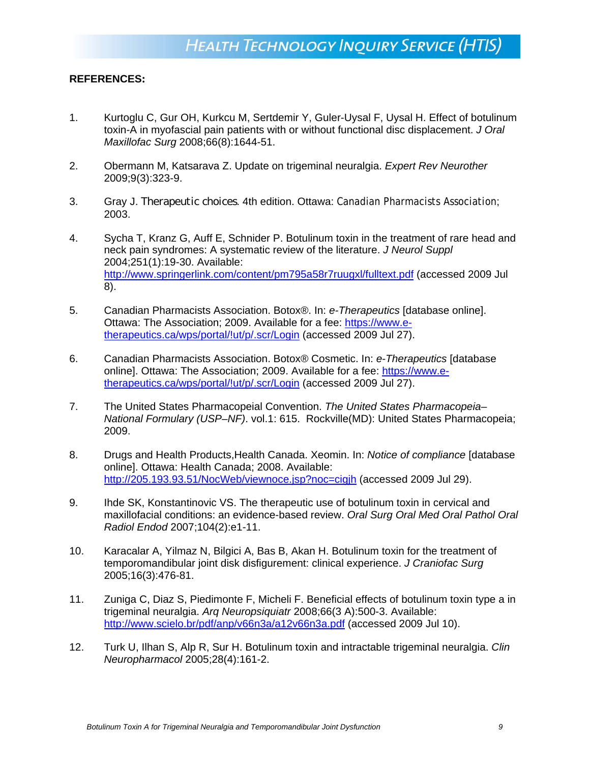**REFERENCES:**

1. Kurtoglu C, Gur OH, Kurkcu M, Sertdemir Y, Guler-Uysal F, Uysal H. Effect of botulinum toxin-A in myofascial pain patients with or without functional disc displacement. *J Oral Maxillofac Surg* 2008;66(8):1644-51.

2. Obermann M, Katsarava Z. Update on trigeminal neuralgia. *Expert Rev Neurother* 2009;9(3):323-9.

3. Gray J. Therapeutic choices. 4th edition. Ottawa: Canadian Pharmacists Association; 2003.

4. Sycha T, Kranz G, Auff E, Schnider P. Botulinum toxin in the treatment of rare head and neck pain syndromes: A systematic review of the literature. *J Neurol Suppl* 2004;251(1):19-30. Available: http://www.springerlink.com/content/pm795a58r7ruugxl/fulltext.pdf (accessed 2009 Jul 8).

5. Canadian Pharmacists Association. Botox®. In: *e-Therapeutics* [database online]. Ottawa: The Association; 2009. Available for a fee: https://www.e-therapeutics.ca/wps/portal/!ut/p/.scr/Login (accessed 2009 Jul 27).

6. Canadian Pharmacists Association. Botox® Cosmetic. In: *e-Therapeutics* [database online]. Ottawa: The Association; 2009. Available for a fee: https://www.e-therapeutics.ca/wps/portal/!ut/p/.scr/Login (accessed 2009 Jul 27).

7. The United States Pharmacopeial Convention. *The United States Pharmacopeia–National Formulary (USP–NF)*. vol.1: 615. Rockville(MD): United States Pharmacopeia; 2009.

8. Drugs and Health Products,Health Canada. Xeomin. In: *Notice of compliance* [database online]. Ottawa: Health Canada; 2008. Available: http://205.193.93.51/NocWeb/viewnoce.jsp?noc=cigjh (accessed 2009 Jul 29).

9. Ihde SK, Konstantinovic VS. The therapeutic use of botulinum toxin in cervical and maxillofacial conditions: an evidence-based review. *Oral Surg Oral Med Oral Pathol Oral Radiol Endod* 2007;104(2):e1-11.

10. Karacalar A, Yilmaz N, Bilgici A, Bas B, Akan H. Botulinum toxin for the treatment of temporomandibular joint disk disfigurement: clinical experience. *J Craniofac Surg* 2005;16(3):476-81.

11. Zuniga C, Diaz S, Piedimonte F, Micheli F. Beneficial effects of botulinum toxin type a in trigeminal neuralgia. *Arq Neuropsiquiatr* 2008;66(3 A):500-3. Available: http://www.scielo.br/pdf/anp/v66n3a/a12v66n3a.pdf (accessed 2009 Jul 10).

12. Turk U, Ilhan S, Alp R, Sur H. Botulinum toxin and intractable trigeminal neuralgia. *Clin Neuropharmacol* 2005;28(4):161-2.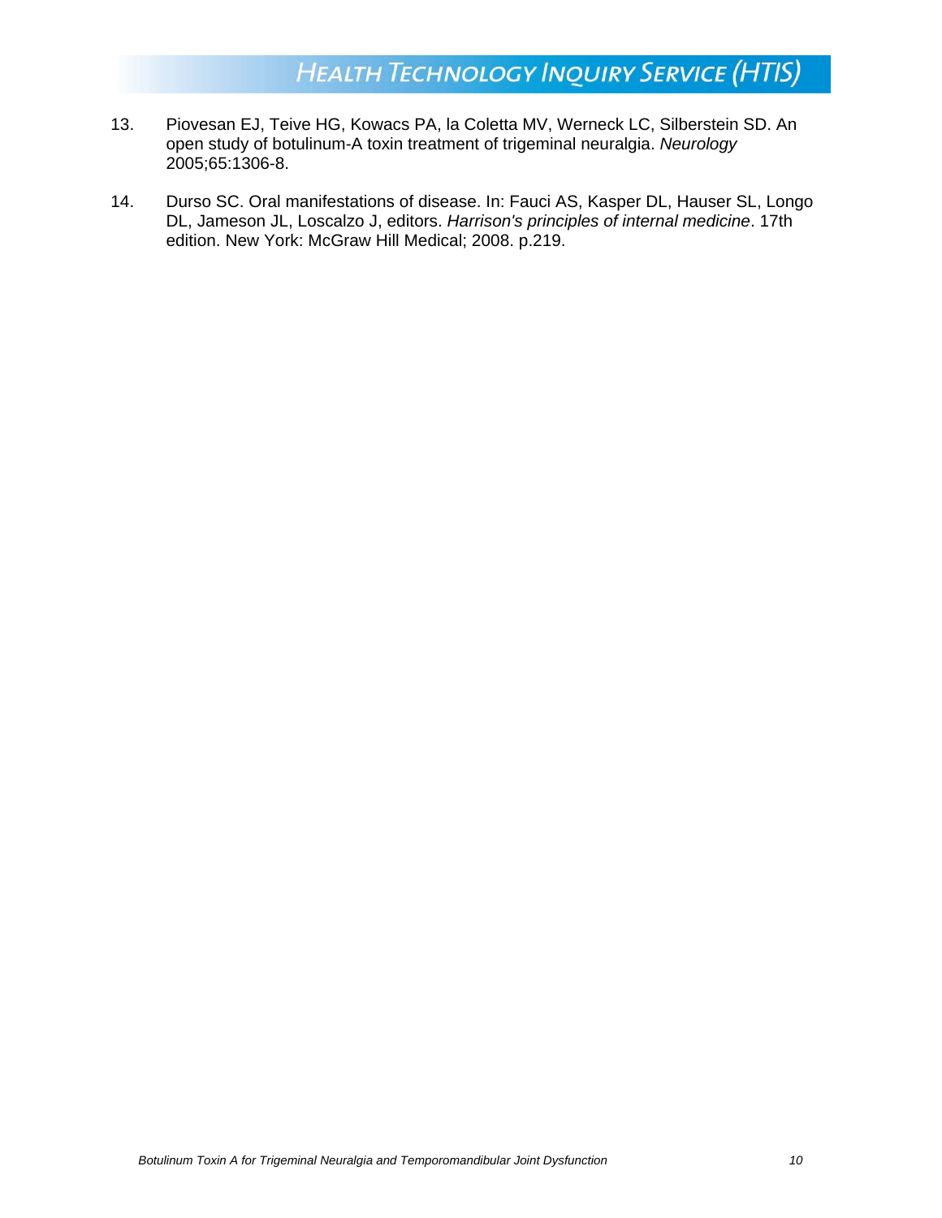13. Piovesan EJ, Teive HG, Kowacs PA, la Coletta MV, Werneck LC, Silberstein SD. An open study of botulinum-A toxin treatment of trigeminal neuralgia. *Neurology* 2005;65:1306-8.

14. Durso SC. Oral manifestations of disease. In: Fauci AS, Kasper DL, Hauser SL, Longo DL, Jameson JL, Loscalzo J, editors. *Harrison's principles of internal medicine*. 17th edition. New York: McGraw Hill Medical; 2008. p.219.